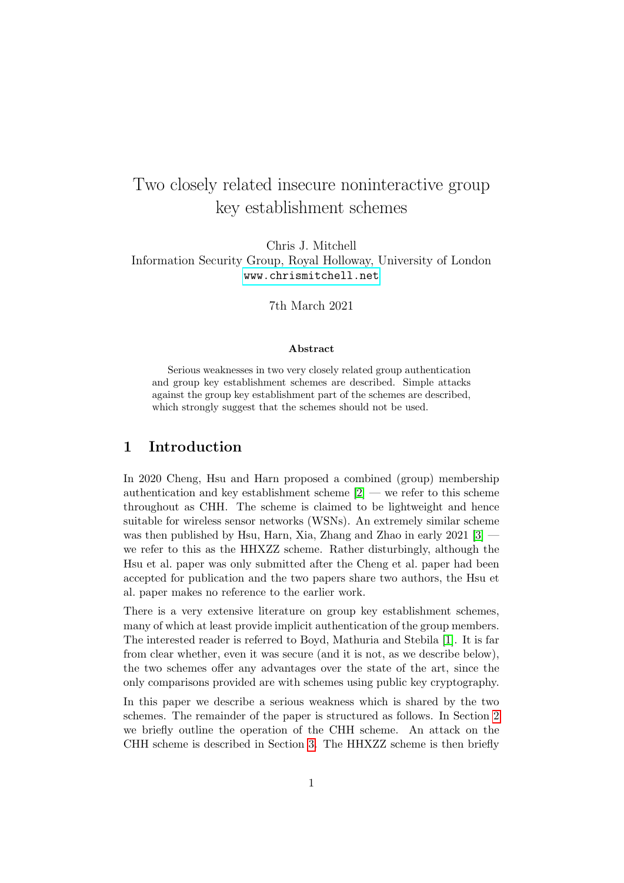# Two closely related insecure noninteractive group key establishment schemes

Chris J. Mitchell
Information Security Group, Royal Holloway, University of London
www.chrismitchell.net

7th March 2021

### Abstract

Serious weaknesses in two very closely related group authentication and group key establishment schemes are described. Simple attacks against the group key establishment part of the schemes are described, which strongly suggest that the schemes should not be used.

## 1 Introduction

In 2020 Cheng, Hsu and Harn proposed a combined (group) membership authentication and key establishment scheme [2] — we refer to this scheme throughout as CHH. The scheme is claimed to be lightweight and hence suitable for wireless sensor networks (WSNs). An extremely similar scheme was then published by Hsu, Harn, Xia, Zhang and Zhao in early 2021 [3] — we refer to this as the HHXZZ scheme. Rather disturbingly, although the Hsu et al. paper was only submitted after the Cheng et al. paper had been accepted for publication and the two papers share two authors, the Hsu et al. paper makes no reference to the earlier work.

There is a very extensive literature on group key establishment schemes, many of which at least provide implicit authentication of the group members. The interested reader is referred to Boyd, Mathuria and Stebila [1]. It is far from clear whether, even it was secure (and it is not, as we describe below), the two schemes offer any advantages over the state of the art, since the only comparisons provided are with schemes using public key cryptography.

In this paper we describe a serious weakness which is shared by the two schemes. The remainder of the paper is structured as follows. In Section 2 we briefly outline the operation of the CHH scheme. An attack on the CHH scheme is described in Section 3. The HHXZZ scheme is then briefly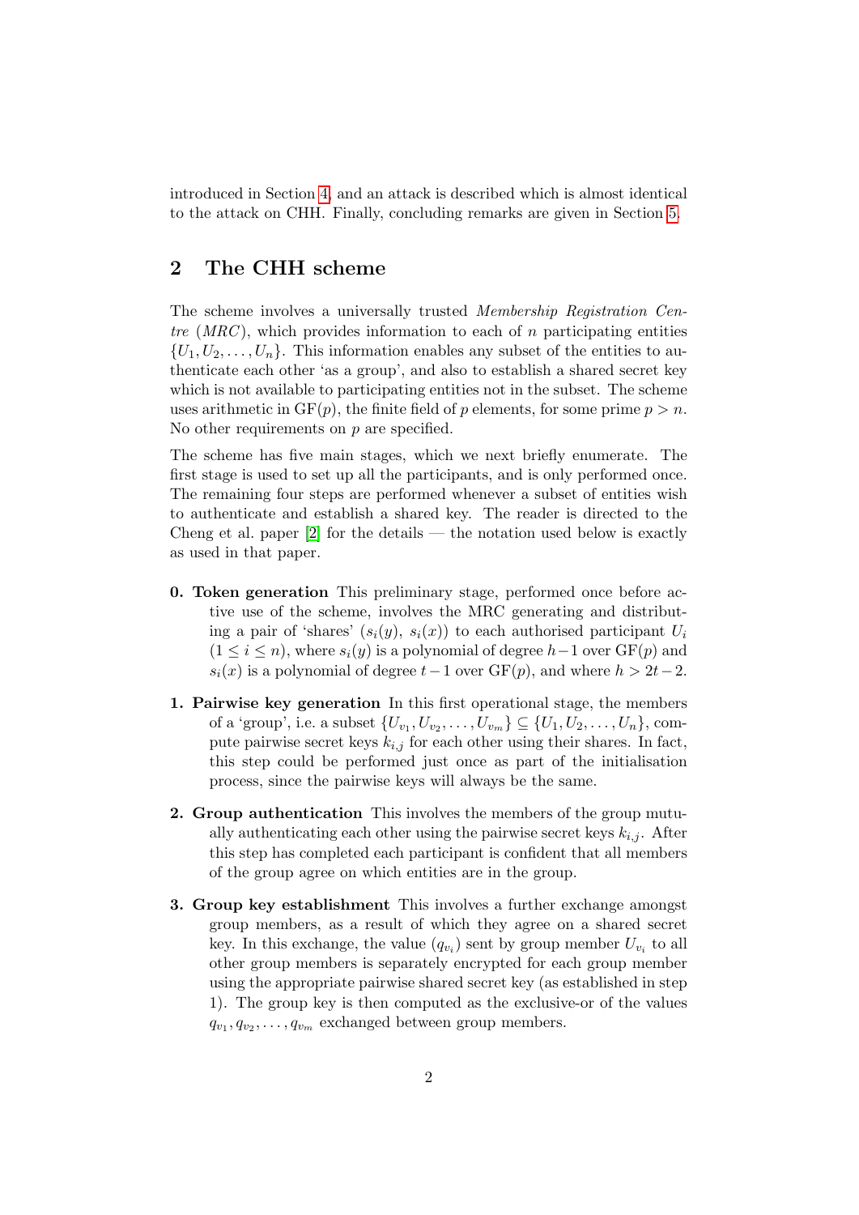introduced in Section 4, and an attack is described which is almost identical to the attack on CHH. Finally, concluding remarks are given in Section 5.

## 2 The CHH scheme

The scheme involves a universally trusted *Membership Registration Centre* (*MRC*), which provides information to each of $n$ participating entities $\{U_1, U_2, \ldots, U_n\}$. This information enables any subset of the entities to authenticate each other 'as a group', and also to establish a shared secret key which is not available to participating entities not in the subset. The scheme uses arithmetic in $\mathrm{GF}(p)$, the finite field of $p$ elements, for some prime $p > n$. No other requirements on $p$ are specified.

The scheme has five main stages, which we next briefly enumerate. The first stage is used to set up all the participants, and is only performed once. The remaining four steps are performed whenever a subset of entities wish to authenticate and establish a shared key. The reader is directed to the Cheng et al. paper [2] for the details — the notation used below is exactly as used in that paper.

- **0. Token generation** This preliminary stage, performed once before active use of the scheme, involves the MRC generating and distributing a pair of 'shares' ($s_i(y)$, $s_i(x)$) to each authorised participant $U_i$ ($1 \leq i \leq n$), where $s_i(y)$ is a polynomial of degree $h-1$ over $\mathrm{GF}(p)$ and $s_i(x)$ is a polynomial of degree $t-1$ over $\mathrm{GF}(p)$, and where $h > 2t-2$.

- **1. Pairwise key generation** In this first operational stage, the members of a 'group', i.e. a subset $\{U_{v_1}, U_{v_2}, \ldots, U_{v_m}\} \subseteq \{U_1, U_2, \ldots, U_n\}$, compute pairwise secret keys $k_{i,j}$ for each other using their shares. In fact, this step could be performed just once as part of the initialisation process, since the pairwise keys will always be the same.

- **2. Group authentication** This involves the members of the group mutually authenticating each other using the pairwise secret keys $k_{i,j}$. After this step has completed each participant is confident that all members of the group agree on which entities are in the group.

- **3. Group key establishment** This involves a further exchange amongst group members, as a result of which they agree on a shared secret key. In this exchange, the value ($q_{v_i}$) sent by group member $U_{v_i}$ to all other group members is separately encrypted for each group member using the appropriate pairwise shared secret key (as established in step 1). The group key is then computed as the exclusive-or of the values $q_{v_1}, q_{v_2}, \ldots, q_{v_m}$ exchanged between group members.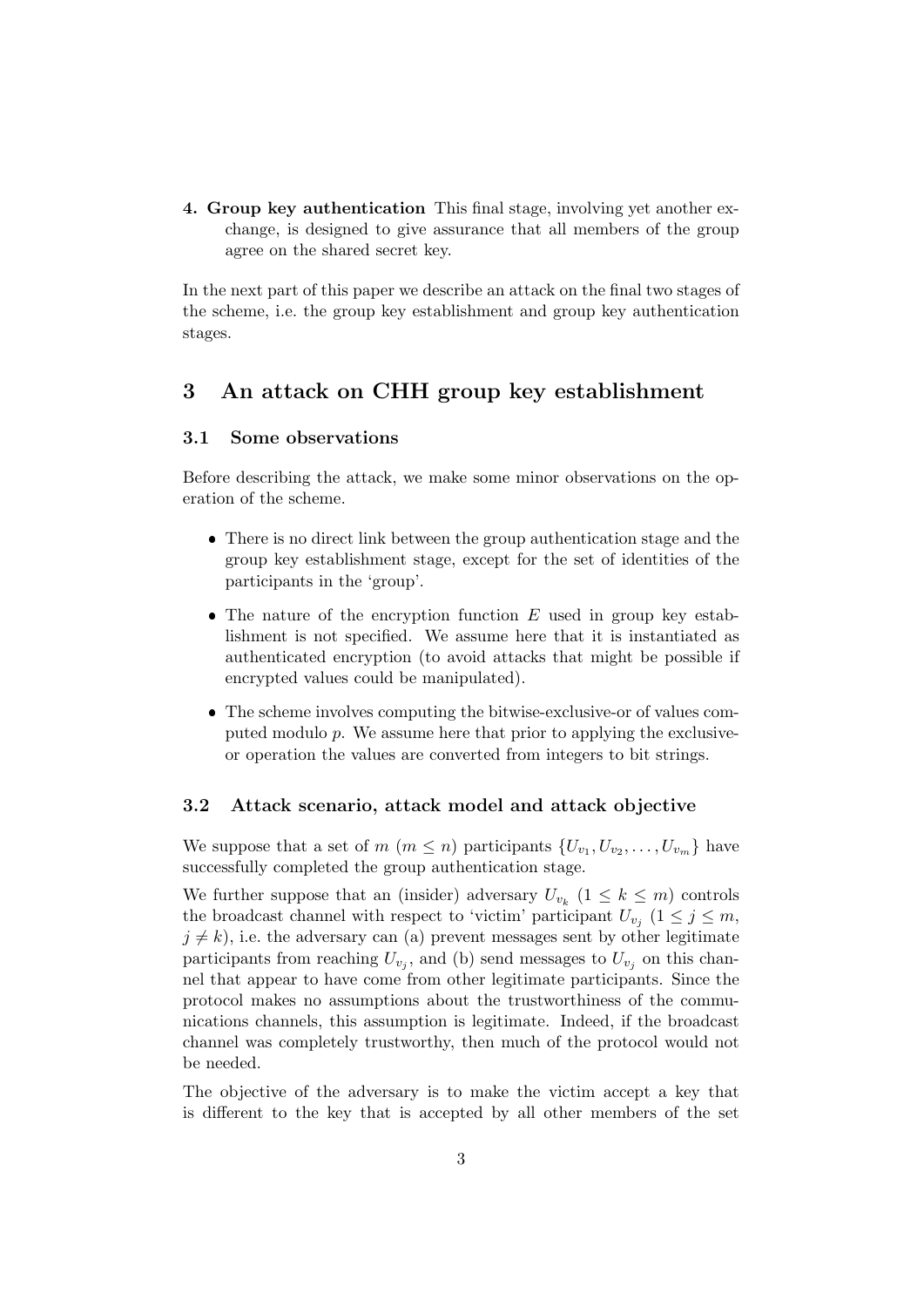**4. Group key authentication** This final stage, involving yet another exchange, is designed to give assurance that all members of the group agree on the shared secret key.

In the next part of this paper we describe an attack on the final two stages of the scheme, i.e. the group key establishment and group key authentication stages.

## 3 An attack on CHH group key establishment

### 3.1 Some observations

Before describing the attack, we make some minor observations on the operation of the scheme.

- There is no direct link between the group authentication stage and the group key establishment stage, except for the set of identities of the participants in the 'group'.
- The nature of the encryption function $E$ used in group key establishment is not specified. We assume here that it is instantiated as authenticated encryption (to avoid attacks that might be possible if encrypted values could be manipulated).
- The scheme involves computing the bitwise-exclusive-or of values computed modulo $p$. We assume here that prior to applying the exclusive-or operation the values are converted from integers to bit strings.

### 3.2 Attack scenario, attack model and attack objective

We suppose that a set of $m$ ($m \leq n$) participants $\{U_{v_1}, U_{v_2}, \ldots, U_{v_m}\}$ have successfully completed the group authentication stage.

We further suppose that an (insider) adversary $U_{v_k}$ ($1 \leq k \leq m$) controls the broadcast channel with respect to 'victim' participant $U_{v_j}$ ($1 \leq j \leq m$, $j \neq k$), i.e. the adversary can (a) prevent messages sent by other legitimate participants from reaching $U_{v_j}$, and (b) send messages to $U_{v_j}$ on this channel that appear to have come from other legitimate participants. Since the protocol makes no assumptions about the trustworthiness of the communications channels, this assumption is legitimate. Indeed, if the broadcast channel was completely trustworthy, then much of the protocol would not be needed.

The objective of the adversary is to make the victim accept a key that is different to the key that is accepted by all other members of the set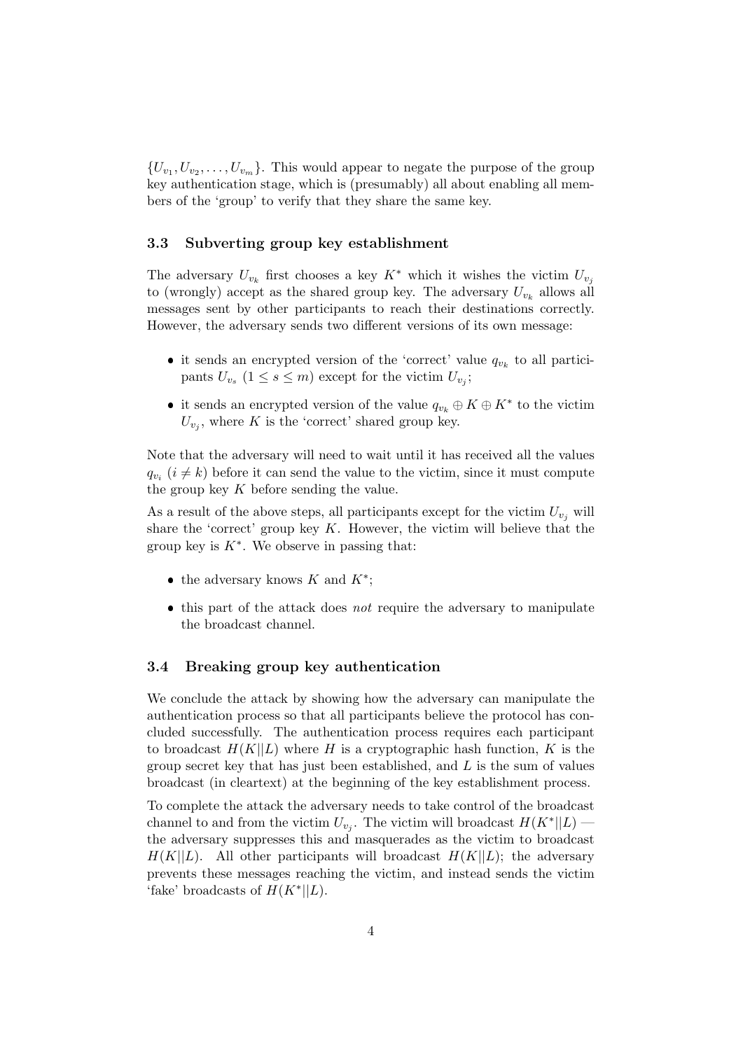$\{U_{v_1}, U_{v_2}, \ldots, U_{v_m}\}$. This would appear to negate the purpose of the group key authentication stage, which is (presumably) all about enabling all members of the 'group' to verify that they share the same key.

### 3.3 Subverting group key establishment

The adversary $U_{v_k}$ first chooses a key $K^*$ which it wishes the victim $U_{v_j}$ to (wrongly) accept as the shared group key. The adversary $U_{v_k}$ allows all messages sent by other participants to reach their destinations correctly. However, the adversary sends two different versions of its own message:

- it sends an encrypted version of the 'correct' value $q_{v_k}$ to all participants $U_{v_s}$ $(1 \leq s \leq m)$ except for the victim $U_{v_j}$;
- it sends an encrypted version of the value $q_{v_k} \oplus K \oplus K^*$ to the victim $U_{v_j}$, where $K$ is the 'correct' shared group key.

Note that the adversary will need to wait until it has received all the values $q_{v_i}$ $(i \neq k)$ before it can send the value to the victim, since it must compute the group key $K$ before sending the value.

As a result of the above steps, all participants except for the victim $U_{v_j}$ will share the 'correct' group key $K$. However, the victim will believe that the group key is $K^*$. We observe in passing that:

- the adversary knows $K$ and $K^*$;
- this part of the attack does *not* require the adversary to manipulate the broadcast channel.

### 3.4 Breaking group key authentication

We conclude the attack by showing how the adversary can manipulate the authentication process so that all participants believe the protocol has concluded successfully. The authentication process requires each participant to broadcast $H(K||L)$ where $H$ is a cryptographic hash function, $K$ is the group secret key that has just been established, and $L$ is the sum of values broadcast (in cleartext) at the beginning of the key establishment process.

To complete the attack the adversary needs to take control of the broadcast channel to and from the victim $U_{v_j}$. The victim will broadcast $H(K^*||L)$ — the adversary suppresses this and masquerades as the victim to broadcast $H(K||L)$. All other participants will broadcast $H(K||L)$; the adversary prevents these messages reaching the victim, and instead sends the victim 'fake' broadcasts of $H(K^*||L)$.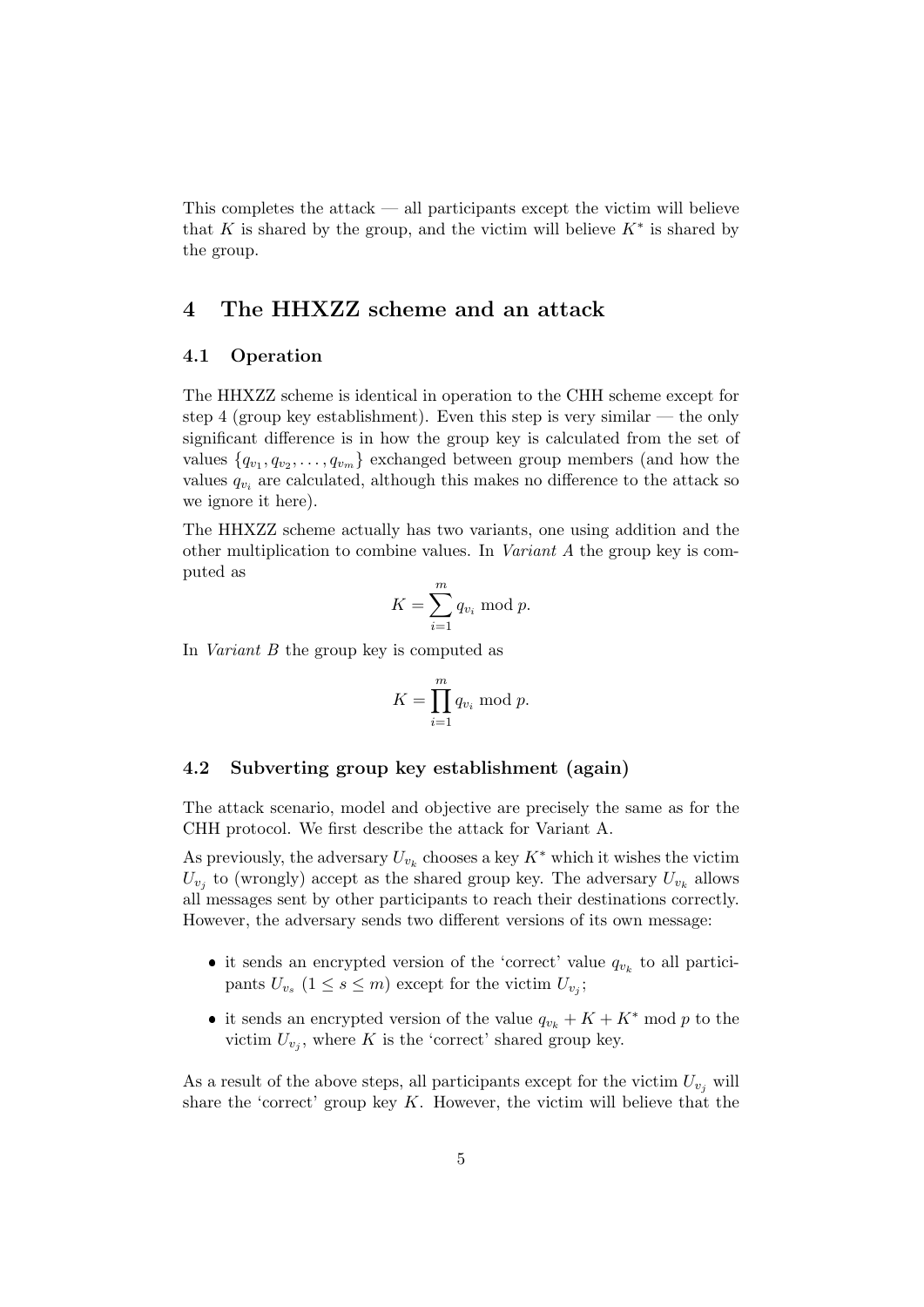This completes the attack — all participants except the victim will believe that $K$ is shared by the group, and the victim will believe $K^*$ is shared by the group.

## 4 The HHXZZ scheme and an attack

### 4.1 Operation

The HHXZZ scheme is identical in operation to the CHH scheme except for step 4 (group key establishment). Even this step is very similar — the only significant difference is in how the group key is calculated from the set of values $\{q_{v_1}, q_{v_2}, \ldots, q_{v_m}\}$ exchanged between group members (and how the values $q_{v_i}$ are calculated, although this makes no difference to the attack so we ignore it here).

The HHXZZ scheme actually has two variants, one using addition and the other multiplication to combine values. In *Variant A* the group key is computed as

$$K = \sum_{i=1}^{m} q_{v_i} \bmod p.$$

In *Variant B* the group key is computed as

$$K = \prod_{i=1}^{m} q_{v_i} \bmod p.$$

### 4.2 Subverting group key establishment (again)

The attack scenario, model and objective are precisely the same as for the CHH protocol. We first describe the attack for Variant A.

As previously, the adversary $U_{v_k}$ chooses a key $K^*$ which it wishes the victim $U_{v_j}$ to (wrongly) accept as the shared group key. The adversary $U_{v_k}$ allows all messages sent by other participants to reach their destinations correctly. However, the adversary sends two different versions of its own message:

- it sends an encrypted version of the 'correct' value $q_{v_k}$ to all participants $U_{v_s}$ $(1 \leq s \leq m)$ except for the victim $U_{v_j}$;
- it sends an encrypted version of the value $q_{v_k} + K + K^* \bmod p$ to the victim $U_{v_j}$, where $K$ is the 'correct' shared group key.

As a result of the above steps, all participants except for the victim $U_{v_j}$ will share the 'correct' group key $K$. However, the victim will believe that the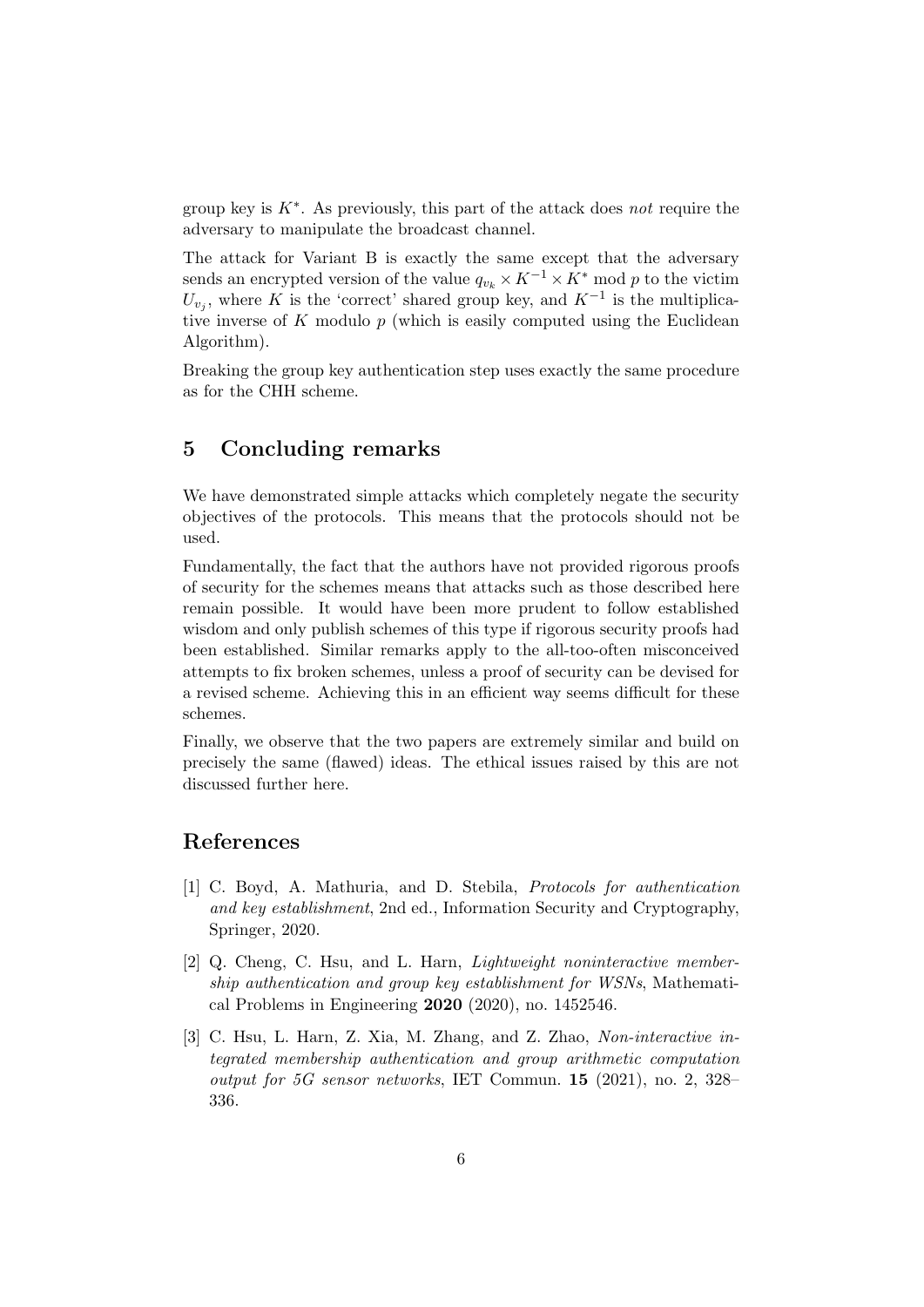group key is $K^*$. As previously, this part of the attack does *not* require the adversary to manipulate the broadcast channel.

The attack for Variant B is exactly the same except that the adversary sends an encrypted version of the value $q_{v_k} \times K^{-1} \times K^* \bmod p$ to the victim $U_{v_j}$, where $K$ is the 'correct' shared group key, and $K^{-1}$ is the multiplicative inverse of $K$ modulo $p$ (which is easily computed using the Euclidean Algorithm).

Breaking the group key authentication step uses exactly the same procedure as for the CHH scheme.

## 5 Concluding remarks

We have demonstrated simple attacks which completely negate the security objectives of the protocols. This means that the protocols should not be used.

Fundamentally, the fact that the authors have not provided rigorous proofs of security for the schemes means that attacks such as those described here remain possible. It would have been more prudent to follow established wisdom and only publish schemes of this type if rigorous security proofs had been established. Similar remarks apply to the all-too-often misconceived attempts to fix broken schemes, unless a proof of security can be devised for a revised scheme. Achieving this in an efficient way seems difficult for these schemes.

Finally, we observe that the two papers are extremely similar and build on precisely the same (flawed) ideas. The ethical issues raised by this are not discussed further here.

## References

[1] C. Boyd, A. Mathuria, and D. Stebila, *Protocols for authentication and key establishment*, 2nd ed., Information Security and Cryptography, Springer, 2020.

[2] Q. Cheng, C. Hsu, and L. Harn, *Lightweight noninteractive membership authentication and group key establishment for WSNs*, Mathematical Problems in Engineering **2020** (2020), no. 1452546.

[3] C. Hsu, L. Harn, Z. Xia, M. Zhang, and Z. Zhao, *Non-interactive integrated membership authentication and group arithmetic computation output for 5G sensor networks*, IET Commun. **15** (2021), no. 2, 328–336.